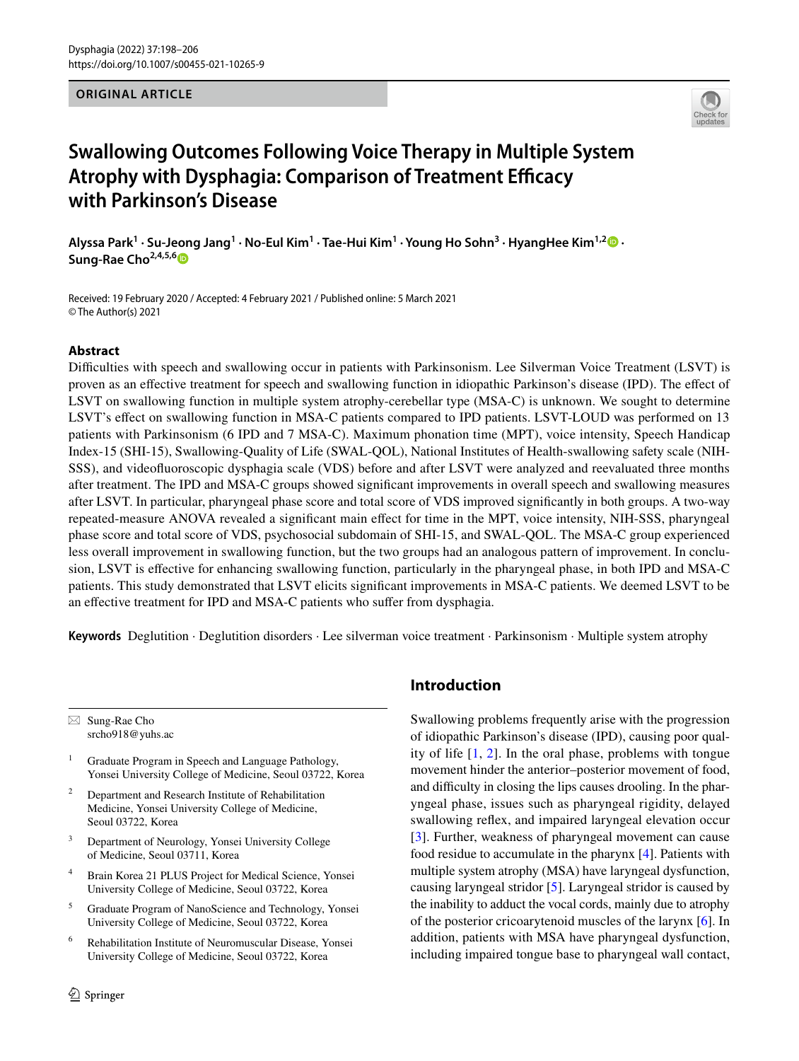ORIGINAL ARTICLE

# Swallowing Outcomes Following Voice Therapy in Multiple System Atrophy with Dysphagia: Comparison of Treatment Efficacy with Parkinson's Disease

**Alyssa Park[1] · Su-Jeong Jang[1] · No-Eul Kim[1] · Tae-Hui Kim[1] · Young Ho Sohn[3] · HyangHee Kim[1,2] · Sung-Rae Cho[2,4,5,6]**

Received: 19 February 2020 / Accepted: 4 February 2021 / Published online: 5 March 2021
© The Author(s) 2021

## Abstract

Difficulties with speech and swallowing occur in patients with Parkinsonism. Lee Silverman Voice Treatment (LSVT) is proven as an effective treatment for speech and swallowing function in idiopathic Parkinson's disease (IPD). The effect of LSVT on swallowing function in multiple system atrophy-cerebellar type (MSA-C) is unknown. We sought to determine LSVT's effect on swallowing function in MSA-C patients compared to IPD patients. LSVT-LOUD was performed on 13 patients with Parkinsonism (6 IPD and 7 MSA-C). Maximum phonation time (MPT), voice intensity, Speech Handicap Index-15 (SHI-15), Swallowing-Quality of Life (SWAL-QOL), National Institutes of Health-swallowing safety scale (NIH-SSS), and videofluoroscopic dysphagia scale (VDS) before and after LSVT were analyzed and reevaluated three months after treatment. The IPD and MSA-C groups showed significant improvements in overall speech and swallowing measures after LSVT. In particular, pharyngeal phase score and total score of VDS improved significantly in both groups. A two-way repeated-measure ANOVA revealed a significant main effect for time in the MPT, voice intensity, NIH-SSS, pharyngeal phase score and total score of VDS, psychosocial subdomain of SHI-15, and SWAL-QOL. The MSA-C group experienced less overall improvement in swallowing function, but the two groups had an analogous pattern of improvement. In conclusion, LSVT is effective for enhancing swallowing function, particularly in the pharyngeal phase, in both IPD and MSA-C patients. This study demonstrated that LSVT elicits significant improvements in MSA-C patients. We deemed LSVT to be an effective treatment for IPD and MSA-C patients who suffer from dysphagia.

**Keywords** Deglutition · Deglutition disorders · Lee silverman voice treatment · Parkinsonism · Multiple system atrophy

## Introduction

Swallowing problems frequently arise with the progression of idiopathic Parkinson's disease (IPD), causing poor quality of life [1, 2]. In the oral phase, problems with tongue movement hinder the anterior–posterior movement of food, and difficulty in closing the lips causes drooling. In the pharyngeal phase, issues such as pharyngeal rigidity, delayed swallowing reflex, and impaired laryngeal elevation occur [3]. Further, weakness of pharyngeal movement can cause food residue to accumulate in the pharynx [4]. Patients with multiple system atrophy (MSA) have laryngeal dysfunction, causing laryngeal stridor [5]. Laryngeal stridor is caused by the inability to adduct the vocal cords, mainly due to atrophy of the posterior cricoarytenoid muscles of the larynx [6]. In addition, patients with MSA have pharyngeal dysfunction, including impaired tongue base to pharyngeal wall contact,

---

✉ Sung-Rae Cho
srcho918@yuhs.ac

1 Graduate Program in Speech and Language Pathology, Yonsei University College of Medicine, Seoul 03722, Korea

2 Department and Research Institute of Rehabilitation Medicine, Yonsei University College of Medicine, Seoul 03722, Korea

3 Department of Neurology, Yonsei University College of Medicine, Seoul 03711, Korea

4 Brain Korea 21 PLUS Project for Medical Science, Yonsei University College of Medicine, Seoul 03722, Korea

5 Graduate Program of NanoScience and Technology, Yonsei University College of Medicine, Seoul 03722, Korea

6 Rehabilitation Institute of Neuromuscular Disease, Yonsei University College of Medicine, Seoul 03722, Korea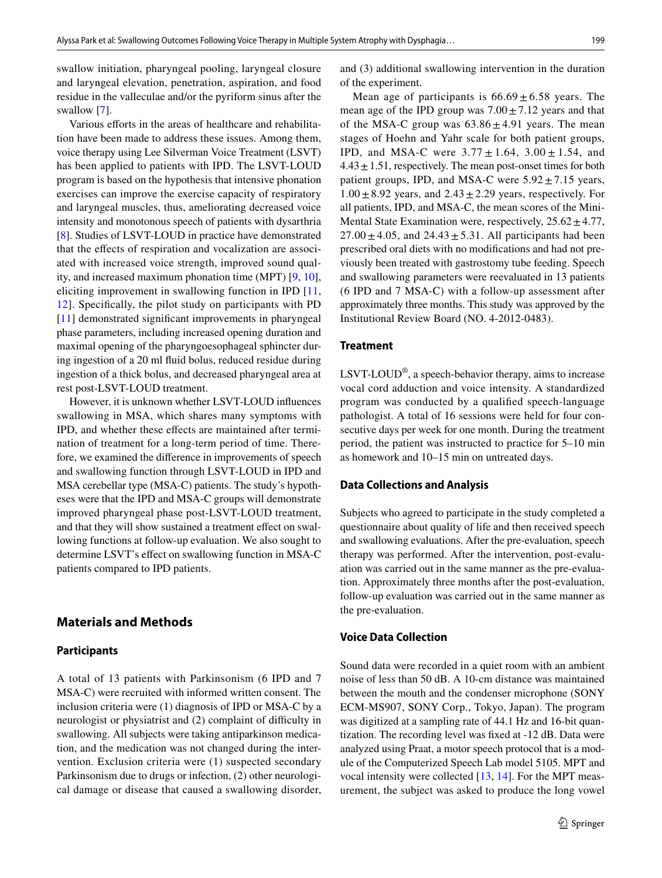swallow initiation, pharyngeal pooling, laryngeal closure and laryngeal elevation, penetration, aspiration, and food residue in the valleculae and/or the pyriform sinus after the swallow [7].

Various efforts in the areas of healthcare and rehabilitation have been made to address these issues. Among them, voice therapy using Lee Silverman Voice Treatment (LSVT) has been applied to patients with IPD. The LSVT-LOUD program is based on the hypothesis that intensive phonation exercises can improve the exercise capacity of respiratory and laryngeal muscles, thus, ameliorating decreased voice intensity and monotonous speech of patients with dysarthria [8]. Studies of LSVT-LOUD in practice have demonstrated that the effects of respiration and vocalization are associated with increased voice strength, improved sound quality, and increased maximum phonation time (MPT) [9, 10], eliciting improvement in swallowing function in IPD [11, 12]. Specifically, the pilot study on participants with PD [11] demonstrated significant improvements in pharyngeal phase parameters, including increased opening duration and maximal opening of the pharyngoesophageal sphincter during ingestion of a 20 ml fluid bolus, reduced residue during ingestion of a thick bolus, and decreased pharyngeal area at rest post-LSVT-LOUD treatment.

However, it is unknown whether LSVT-LOUD influences swallowing in MSA, which shares many symptoms with IPD, and whether these effects are maintained after termination of treatment for a long-term period of time. Therefore, we examined the difference in improvements of speech and swallowing function through LSVT-LOUD in IPD and MSA cerebellar type (MSA-C) patients. The study's hypotheses were that the IPD and MSA-C groups will demonstrate improved pharyngeal phase post-LSVT-LOUD treatment, and that they will show sustained a treatment effect on swallowing functions at follow-up evaluation. We also sought to determine LSVT's effect on swallowing function in MSA-C patients compared to IPD patients.

## Materials and Methods

### Participants

A total of 13 patients with Parkinsonism (6 IPD and 7 MSA-C) were recruited with informed written consent. The inclusion criteria were (1) diagnosis of IPD or MSA-C by a neurologist or physiatrist and (2) complaint of difficulty in swallowing. All subjects were taking antiparkinson medication, and the medication was not changed during the intervention. Exclusion criteria were (1) suspected secondary Parkinsonism due to drugs or infection, (2) other neurological damage or disease that caused a swallowing disorder, and (3) additional swallowing intervention in the duration of the experiment.

Mean age of participants is $66.69 \pm 6.58$ years. The mean age of the IPD group was $7.00 \pm 7.12$ years and that of the MSA-C group was $63.86 \pm 4.91$ years. The mean stages of Hoehn and Yahr scale for both patient groups, IPD, and MSA-C were $3.77 \pm 1.64$, $3.00 \pm 1.54$, and $4.43 \pm 1.51$, respectively. The mean post-onset times for both patient groups, IPD, and MSA-C were $5.92 \pm 7.15$ years, $1.00 \pm 8.92$ years, and $2.43 \pm 2.29$ years, respectively. For all patients, IPD, and MSA-C, the mean scores of the Mini-Mental State Examination were, respectively, $25.62 \pm 4.77$, $27.00 \pm 4.05$, and $24.43 \pm 5.31$. All participants had been prescribed oral diets with no modifications and had not previously been treated with gastrostomy tube feeding. Speech and swallowing parameters were reevaluated in 13 patients (6 IPD and 7 MSA-C) with a follow-up assessment after approximately three months. This study was approved by the Institutional Review Board (NO. 4-2012-0483).

### Treatment

LSVT-LOUD®, a speech-behavior therapy, aims to increase vocal cord adduction and voice intensity. A standardized program was conducted by a qualified speech-language pathologist. A total of 16 sessions were held for four consecutive days per week for one month. During the treatment period, the patient was instructed to practice for 5–10 min as homework and 10–15 min on untreated days.

### Data Collections and Analysis

Subjects who agreed to participate in the study completed a questionnaire about quality of life and then received speech and swallowing evaluations. After the pre-evaluation, speech therapy was performed. After the intervention, post-evaluation was carried out in the same manner as the pre-evaluation. Approximately three months after the post-evaluation, follow-up evaluation was carried out in the same manner as the pre-evaluation.

### Voice Data Collection

Sound data were recorded in a quiet room with an ambient noise of less than 50 dB. A 10-cm distance was maintained between the mouth and the condenser microphone (SONY ECM-MS907, SONY Corp., Tokyo, Japan). The program was digitized at a sampling rate of 44.1 Hz and 16-bit quantization. The recording level was fixed at -12 dB. Data were analyzed using Praat, a motor speech protocol that is a module of the Computerized Speech Lab model 5105. MPT and vocal intensity were collected [13, 14]. For the MPT measurement, the subject was asked to produce the long vowel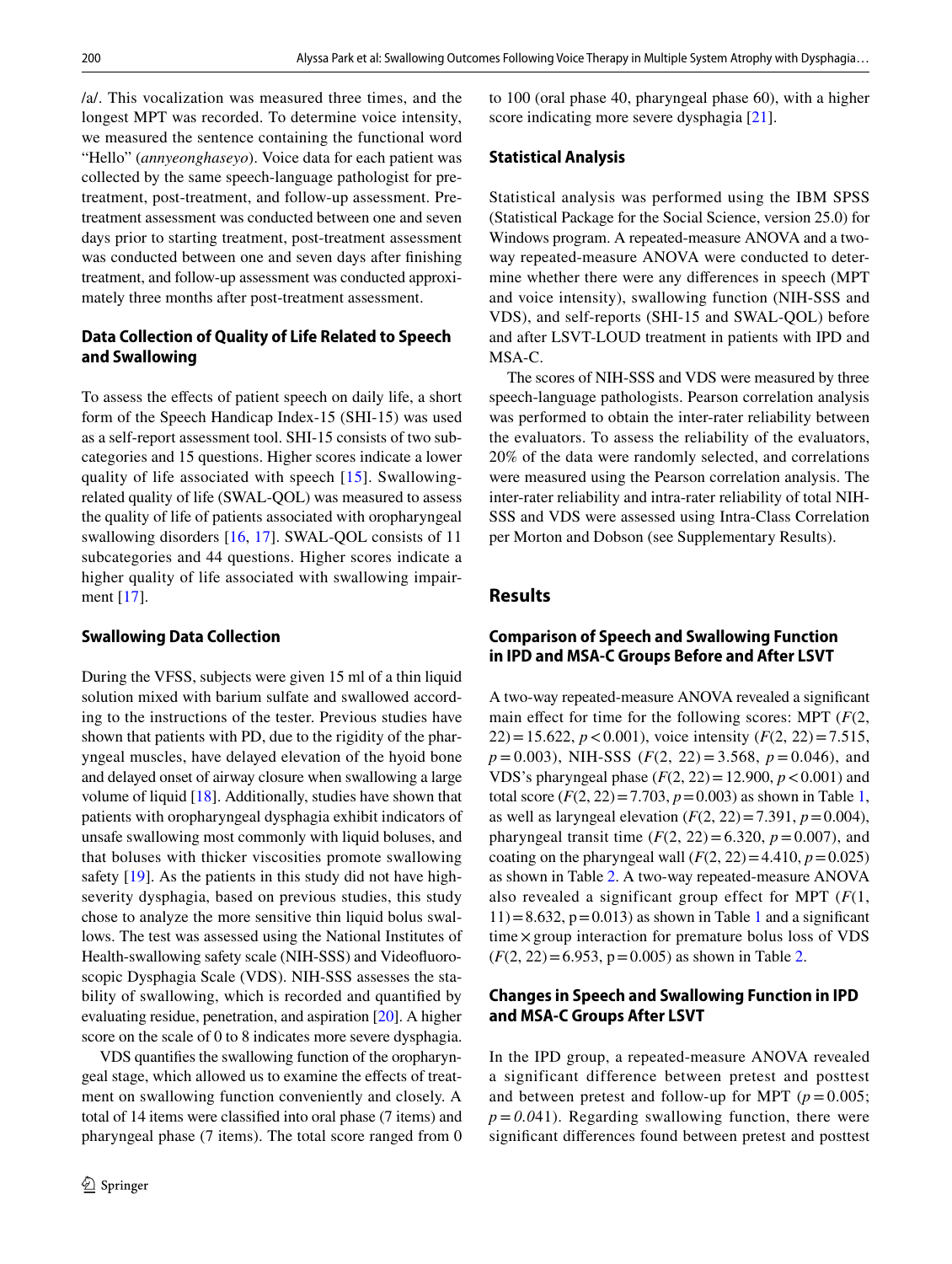/a/. This vocalization was measured three times, and the longest MPT was recorded. To determine voice intensity, we measured the sentence containing the functional word "Hello" (*annyeonghaseyo*). Voice data for each patient was collected by the same speech-language pathologist for pre-treatment, post-treatment, and follow-up assessment. Pre-treatment assessment was conducted between one and seven days prior to starting treatment, post-treatment assessment was conducted between one and seven days after finishing treatment, and follow-up assessment was conducted approximately three months after post-treatment assessment.

### Data Collection of Quality of Life Related to Speech and Swallowing

To assess the effects of patient speech on daily life, a short form of the Speech Handicap Index-15 (SHI-15) was used as a self-report assessment tool. SHI-15 consists of two subcategories and 15 questions. Higher scores indicate a lower quality of life associated with speech [15]. Swallowing-related quality of life (SWAL-QOL) was measured to assess the quality of life of patients associated with oropharyngeal swallowing disorders [16, 17]. SWAL-QOL consists of 11 subcategories and 44 questions. Higher scores indicate a higher quality of life associated with swallowing impairment [17].

### Swallowing Data Collection

During the VFSS, subjects were given 15 ml of a thin liquid solution mixed with barium sulfate and swallowed according to the instructions of the tester. Previous studies have shown that patients with PD, due to the rigidity of the pharyngeal muscles, have delayed elevation of the hyoid bone and delayed onset of airway closure when swallowing a large volume of liquid [18]. Additionally, studies have shown that patients with oropharyngeal dysphagia exhibit indicators of unsafe swallowing most commonly with liquid boluses, and that boluses with thicker viscosities promote swallowing safety [19]. As the patients in this study did not have high-severity dysphagia, based on previous studies, this study chose to analyze the more sensitive thin liquid bolus swallows. The test was assessed using the National Institutes of Health-swallowing safety scale (NIH-SSS) and Videofluoroscopic Dysphagia Scale (VDS). NIH-SSS assesses the stability of swallowing, which is recorded and quantified by evaluating residue, penetration, and aspiration [20]. A higher score on the scale of 0 to 8 indicates more severe dysphagia.

VDS quantifies the swallowing function of the oropharyngeal stage, which allowed us to examine the effects of treatment on swallowing function conveniently and closely. A total of 14 items were classified into oral phase (7 items) and pharyngeal phase (7 items). The total score ranged from 0 to 100 (oral phase 40, pharyngeal phase 60), with a higher score indicating more severe dysphagia [21].

### Statistical Analysis

Statistical analysis was performed using the IBM SPSS (Statistical Package for the Social Science, version 25.0) for Windows program. A repeated-measure ANOVA and a two-way repeated-measure ANOVA were conducted to determine whether there were any differences in speech (MPT and voice intensity), swallowing function (NIH-SSS and VDS), and self-reports (SHI-15 and SWAL-QOL) before and after LSVT-LOUD treatment in patients with IPD and MSA-C.

The scores of NIH-SSS and VDS were measured by three speech-language pathologists. Pearson correlation analysis was performed to obtain the inter-rater reliability between the evaluators. To assess the reliability of the evaluators, 20% of the data were randomly selected, and correlations were measured using the Pearson correlation analysis. The inter-rater reliability and intra-rater reliability of total NIH-SSS and VDS were assessed using Intra-Class Correlation per Morton and Dobson (see Supplementary Results).

## Results

### Comparison of Speech and Swallowing Function in IPD and MSA-C Groups Before and After LSVT

A two-way repeated-measure ANOVA revealed a significant main effect for time for the following scores: MPT ($F(2, 22) = 15.622$, $p < 0.001$), voice intensity ($F(2, 22) = 7.515$, $p = 0.003$), NIH-SSS ($F(2, 22) = 3.568$, $p = 0.046$), and VDS's pharyngeal phase ($F(2, 22) = 12.900$, $p < 0.001$) and total score ($F(2, 22) = 7.703$, $p = 0.003$) as shown in Table 1, as well as laryngeal elevation ($F(2, 22) = 7.391$, $p = 0.004$), pharyngeal transit time ($F(2, 22) = 6.320$, $p = 0.007$), and coating on the pharyngeal wall ($F(2, 22) = 4.410$, $p = 0.025$) as shown in Table 2. A two-way repeated-measure ANOVA also revealed a significant group effect for MPT ($F(1, 11) = 8.632$, $p = 0.013$) as shown in Table 1 and a significant time × group interaction for premature bolus loss of VDS ($F(2, 22) = 6.953$, $p = 0.005$) as shown in Table 2.

### Changes in Speech and Swallowing Function in IPD and MSA-C Groups After LSVT

In the IPD group, a repeated-measure ANOVA revealed a significant difference between pretest and posttest and between pretest and follow-up for MPT ($p = 0.005$; $p = 0.041$). Regarding swallowing function, there were significant differences found between pretest and posttest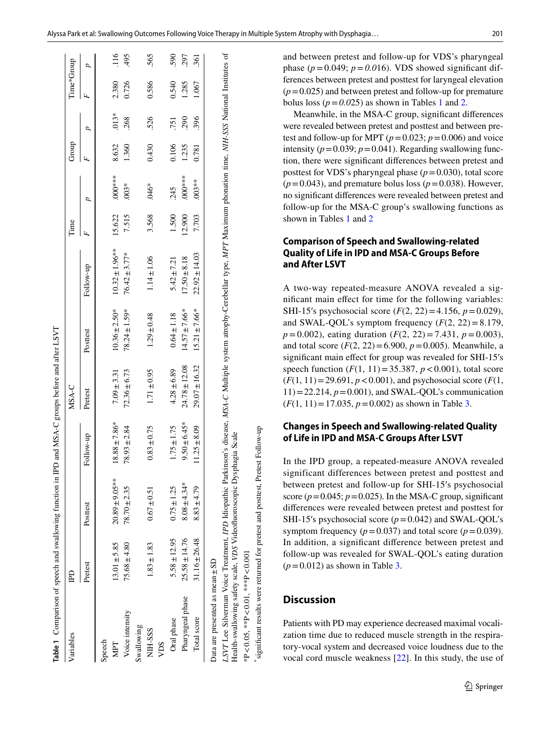**Table 1** Comparison of speech and swallowing function in IPD and MSA-C groups before and after LSVT

| Variables | IPD | | | MSA-C | | | Time | | Group | | Time*Group | |
|---|---|---|---|---|---|---|---|---|---|---|---|---|
| | Pretest | Posttest | Follow-up | Pretest | Posttest | Follow-up | F | p | F | p | F | p |
| Speech | | | | | | | | | | | | |
| MPT | 13.01 ± 5.85 | 20.89 ± 9.05** | 18.88 ± 7.86* | 7.09 ± 3.31 | 10.36 ± 2.50* | 10.32 ± 1.96** | 15.622 | .000*** | 8.632 | .013* | 2.380 | .116 |
| Voice intensity | 75.68 ± 4.80 | 78.70 ± 2.35 | 78.93 ± 2.84 | 72.36 ± 6.73 | 78.24 ± 1.59* | 76.42 ± 3.77* | 7.515 | .003* | 1.360 | .268 | 0.726 | .495 |
| Swallowing | | | | | | | | | | | | |
| NIH-SSS | 1.83 ± 1.83 | 0.67 ± 0.51 | 0.83 ± 0.75 | 1.71 ± 0.95 | 1.29 ± 0.48 | 1.14 ± 1.06 | 3.568 | .046* | 0.430 | .526 | 0.586 | .565 |
| VDS | | | | | | | | | | | | |
| Oral phase | 5.58 ± 12.95 | 0.75 ± 1.25 | 1.75 ± 1.75 | 4.28 ± 6.89 | 0.64 ± 1.18 | 5.42 ± 7.21 | 1.500 | .245 | 0.106 | .751 | 0.540 | .590 |
| Pharyngeal phase | 25.58 ± 14.76 | 8.08 ± 4.34* | 9.50 ± 6.45* | 24.78 ± 12.08 | 14.57 ± 7.66* | 17.50 ± 8.18 | 12.900 | .000*** | 1.235 | .290 | 1.285 | .297 |
| Total score | 31.16 ± 26.48 | 8.83 ± 4.79 | 11.25 ± 8.09 | 29.07 ± 16.32 | 15.21 ± 7.66* | 22.92 ± 14.03 | 7.703 | .003** | 0.781 | .396 | 1.067 | .361 |

Data are presented as mean ± SD

*LSVT* Lee Silverman Voice Treatment, *IPD* Idiopathic Parkinson's disease, *MSA-C* Multiple system atrophy-Cerebellar type, *MPT* Maximum phonation time, *NIH-SSS* National Institutes of Health-swallowing safety scale, *VDS* Videofluoroscopic Dysphagia Scale

*P < 0.05, **P < 0.01, ***P < 0.001

* significant results were returned for pretest and posttest, Pretest Follow-up

and between pretest and follow-up for VDS's pharyngeal phase ($p = 0.049$; $p = 0.016$). VDS showed significant differences between pretest and posttest for laryngeal elevation ($p = 0.025$) and between pretest and follow-up for premature bolus loss ($p = 0.025$) as shown in Tables 1 and 2.

Meanwhile, in the MSA-C group, significant differences were revealed between pretest and posttest and between pretest and follow-up for MPT ($p = 0.023$; $p = 0.006$) and voice intensity ($p = 0.039$; $p = 0.041$). Regarding swallowing function, there were significant differences between pretest and posttest for VDS's pharyngeal phase ($p = 0.030$), total score ($p = 0.043$), and premature bolus loss ($p = 0.038$). However, no significant differences were revealed between pretest and follow-up for the MSA-C group's swallowing functions as shown in Tables 1 and 2

### Comparison of Speech and Swallowing-related Quality of Life in IPD and MSA-C Groups Before and After LSVT

A two-way repeated-measure ANOVA revealed a significant main effect for time for the following variables: SHI-15′s psychosocial score ($F(2, 22) = 4.156$, $p = 0.029$), and SWAL-QOL's symptom frequency ($F(2, 22) = 8.179$, $p = 0.002$), eating duration ($F(2, 22) = 7.431$, $p = 0.003$), and total score ($F(2, 22) = 6.900$, $p = 0.005$). Meanwhile, a significant main effect for group was revealed for SHI-15′s speech function ($F(1, 11) = 35.387$, $p < 0.001$), total score ($F(1, 11) = 29.691$, $p < 0.001$), and psychosocial score ($F(1, 11) = 22.214$, $p = 0.001$), and SWAL-QOL's communication ($F(1, 11) = 17.035$, $p = 0.002$) as shown in Table 3.

### Changes in Speech and Swallowing-related Quality of Life in IPD and MSA-C Groups After LSVT

In the IPD group, a repeated-measure ANOVA revealed significant differences between pretest and posttest and between pretest and follow-up for SHI-15′s psychosocial score ($p = 0.045$; $p = 0.025$). In the MSA-C group, significant differences were revealed between pretest and posttest for SHI-15′s psychosocial score ($p = 0.042$) and SWAL-QOL's symptom frequency ($p = 0.037$) and total score ($p = 0.039$). In addition, a significant difference between pretest and follow-up was revealed for SWAL-QOL's eating duration ($p = 0.012$) as shown in Table 3.

## Discussion

Patients with PD may experience decreased maximal vocalization time due to reduced muscle strength in the respiratory-vocal system and decreased voice loudness due to the vocal cord muscle weakness [22]. In this study, the use of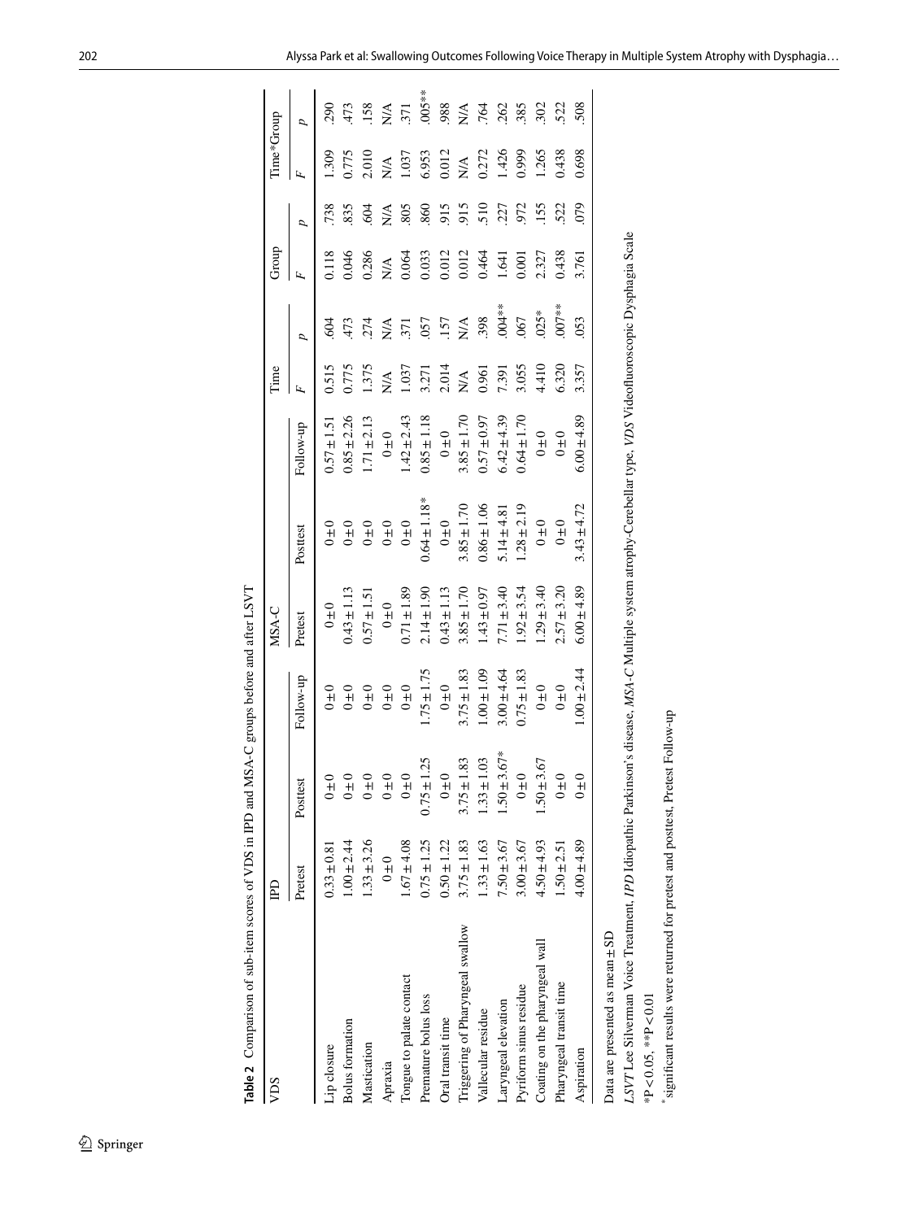**Table 2** Comparison of sub-item scores of VDS in IPD and MSA-C groups before and after LSVT

| VDS | IPD | | | MSA-C | | | Time | | Group | | Time*Group | |
|---|---|---|---|---|---|---|---|---|---|---|---|---|
| | Pretest | Posttest | Follow-up | Pretest | Posttest | Follow-up | F | p | F | p | F | p |
| Lip closure | 0.33 ± 0.81 | 0 ± 0 | 0 ± 0 | 0 ± 0 | 0 ± 0 | 0.57 ± 1.51 | 0.515 | .604 | 0.118 | .738 | 1.309 | .290 |
| Bolus formation | 1.00 ± 2.44 | 0 ± 0 | 0 ± 0 | 0.43 ± 1.13 | 0 ± 0 | 0.85 ± 2.26 | 0.775 | .473 | 0.046 | .835 | 0.775 | .473 |
| Mastication | 1.33 ± 3.26 | 0 ± 0 | 0 ± 0 | 0.57 ± 1.51 | 0 ± 0 | 1.71 ± 2.13 | 1.375 | .274 | 0.286 | .604 | 2.010 | .158 |
| Apraxia | 0 ± 0 | 0 ± 0 | 0 ± 0 | 0 ± 0 | 0 ± 0 | 0 ± 0 | N/A | N/A | N/A | N/A | N/A | N/A |
| Tongue to palate contact | 1.67 ± 4.08 | 0 ± 0 | 0 ± 0 | 0.71 ± 1.89 | 0 ± 0 | 1.42 ± 2.43 | 1.037 | .371 | 0.064 | .805 | 1.037 | .371 |
| Premature bolus loss | 0.75 ± 1.25 | 0.75 ± 1.25 | 1.75 ± 1.75 | 2.14 ± 1.90 | 0.64 ± 1.18* | 0.85 ± 1.18 | 3.271 | .057 | 0.033 | .860 | 6.953 | .005** |
| Oral transit time | 0.50 ± 1.22 | 0 ± 0 | 0 ± 0 | 0.43 ± 1.13 | 0 ± 0 | 0 ± 0 | 2.014 | .157 | 0.012 | .915 | 0.012 | .988 |
| Triggering of Pharyngeal swallow | 3.75 ± 1.83 | 3.75 ± 1.83 | 3.75 ± 1.83 | 3.85 ± 1.70 | 3.85 ± 1.70 | 3.85 ± 1.70 | N/A | N/A | 0.012 | .915 | N/A | N/A |
| Vallecular residue | 1.33 ± 1.63 | 1.33 ± 1.03 | 1.00 ± 1.09 | 1.43 ± 0.97 | 0.86 ± 1.06 | 0.57 ± 0.97 | 0.961 | .398 | 0.464 | .510 | 0.272 | .764 |
| Laryngeal elevation | 7.50 ± 3.67 | 1.50 ± 3.67* | 3.00 ± 4.64 | 7.71 ± 3.40 | 5.14 ± 4.81 | 6.42 ± 4.39 | 7.391 | .004** | 1.641 | .227 | 1.426 | .262 |
| Pyriform sinus residue | 3.00 ± 3.67 | 0 ± 0 | 0.75 ± 1.83 | 1.92 ± 3.54 | 1.28 ± 2.19 | 0.64 ± 1.70 | 3.055 | .067 | 0.001 | .972 | 0.999 | .385 |
| Coating on the pharyngeal wall | 4.50 ± 4.93 | 1.50 ± 3.67 | 0 ± 0 | 1.29 ± 3.40 | 0 ± 0 | 0 ± 0 | 4.410 | .025* | 2.327 | .155 | 1.265 | .302 |
| Pharyngeal transit time | 1.50 ± 2.51 | 0 ± 0 | 0 ± 0 | 2.57 ± 3.20 | 0 ± 0 | 0 ± 0 | 6.320 | .007** | 0.438 | .522 | 0.438 | .522 |
| Aspiration | 4.00 ± 4.89 | 0 ± 0 | 1.00 ± 2.44 | 6.00 ± 4.89 | 3.43 ± 4.72 | 6.00 ± 4.89 | 3.357 | .053 | 3.761 | .079 | 0.698 | .508 |

Data are presented as mean ± SD

*LSVT* Lee Silverman Voice Treatment, *IPD* Idiopathic Parkinson's disease, *MSA-C* Multiple system atrophy-Cerebellar type, *VDS* Videofluoroscopic Dysphagia Scale

*P < 0.05, **P < 0.01

*significant results were returned for pretest and posttest, Pretest Follow-up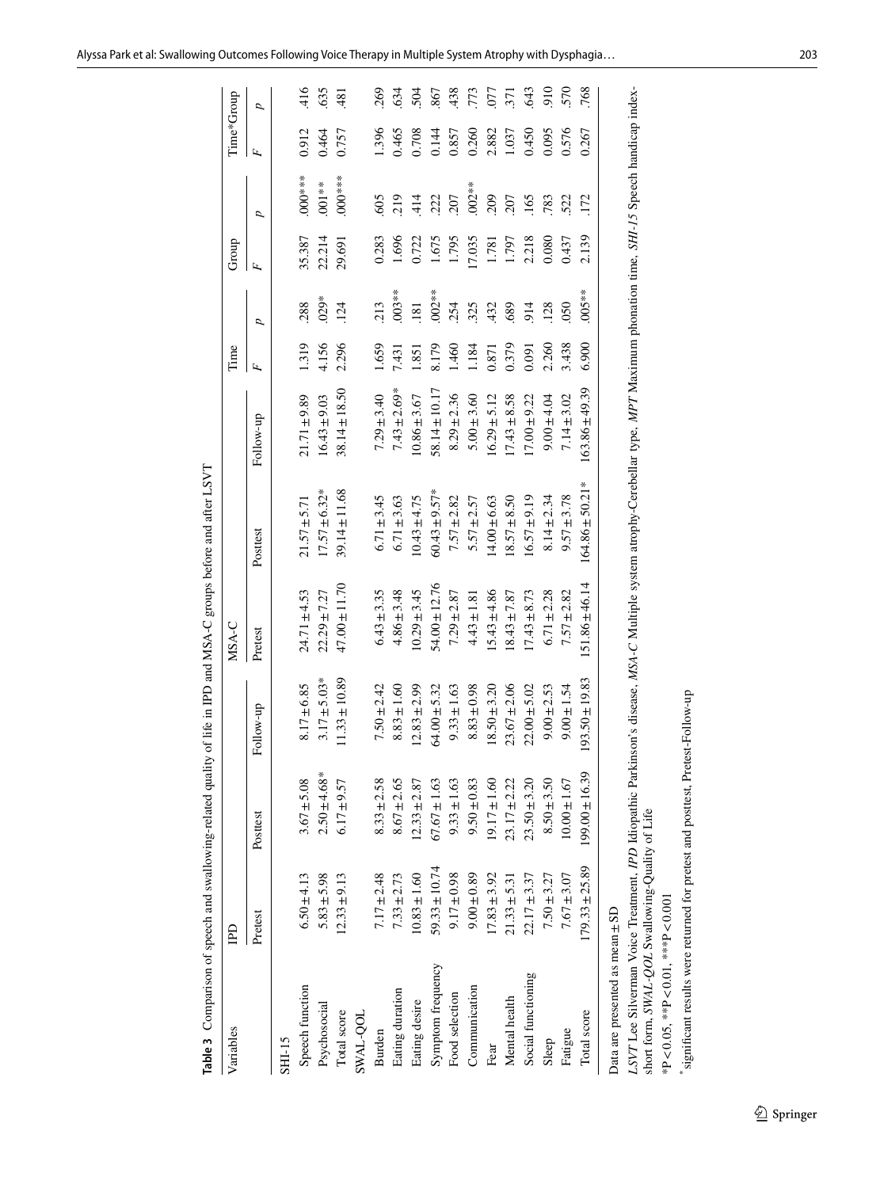**Table 3** Comparison of speech and swallowing-related quality of life in IPD and MSA-C groups before and after LSVT

| Variables | IPD | | | MSA-C | | | Time | | Group | | Time*Group | |
|---|---|---|---|---|---|---|---|---|---|---|---|---|
| | Pretest | Posttest | Follow-up | Pretest | Posttest | Follow-up | *F* | *p* | *F* | *p* | *F* | *p* |
| SHI-15 | | | | | | | | | | | | |
| Speech function | 6.50 ± 4.13 | 3.67 ± 5.08 | 8.17 ± 6.85 | 24.71 ± 4.53 | 21.57 ± 5.71 | 21.71 ± 9.89 | 1.319 | .288 | 35.387 | .000*** | 0.912 | .416 |
| Psychosocial | 5.83 ± 5.98 | 2.50 ± 4.68* | 3.17 ± 5.03* | 22.29 ± 7.27 | 17.57 ± 6.32* | 16.43 ± 9.03 | 4.156 | .029* | 22.214 | .001** | 0.464 | .635 |
| Total score | 12.33 ± 9.13 | 6.17 ± 9.57 | 11.33 ± 10.89 | 47.00 ± 11.70 | 39.14 ± 11.68 | 38.14 ± 18.50 | 2.296 | .124 | 29.691 | .000*** | 0.757 | .481 |
| SWAL-QOL | | | | | | | | | | | | |
| Burden | 7.17 ± 2.48 | 8.33 ± 2.58 | 7.50 ± 2.42 | 6.43 ± 3.35 | 6.71 ± 3.45 | 7.29 ± 3.40 | 1.659 | .213 | 0.283 | .605 | 1.396 | .269 |
| Eating duration | 7.33 ± 2.73 | 8.67 ± 2.65 | 8.83 ± 1.60 | 4.86 ± 3.48 | 6.71 ± 3.63 | 7.43 ± 2.69* | 7.431 | .003** | 1.696 | .219 | 0.465 | .634 |
| Eating desire | 10.83 ± 1.60 | 12.33 ± 2.87 | 12.83 ± 2.99 | 10.29 ± 3.45 | 10.43 ± 4.75 | 10.86 ± 3.67 | 1.851 | .181 | 0.722 | .414 | 0.708 | .504 |
| Symptom frequency | 59.33 ± 10.74 | 67.67 ± 1.63 | 64.00 ± 5.32 | 54.00 ± 12.76 | 60.43 ± 9.57* | 58.14 ± 10.17 | 8.179 | .002** | 1.675 | .222 | 0.144 | .867 |
| Food selection | 9.17 ± 0.98 | 9.33 ± 1.63 | 9.33 ± 1.63 | 7.29 ± 2.87 | 7.57 ± 2.82 | 8.29 ± 2.36 | 1.460 | .254 | 1.795 | .207 | 0.857 | .438 |
| Communication | 9.00 ± 0.89 | 9.50 ± 0.83 | 8.83 ± 0.98 | 4.43 ± 1.81 | 5.57 ± 2.57 | 5.00 ± 3.60 | 1.184 | .325 | 17.035 | .002** | 0.260 | .773 |
| Fear | 17.83 ± 3.92 | 19.17 ± 1.60 | 18.50 ± 3.20 | 15.43 ± 4.86 | 14.00 ± 6.63 | 16.29 ± 5.12 | 0.871 | .432 | 1.781 | .209 | 2.882 | .077 |
| Mental health | 21.33 ± 5.31 | 23.17 ± 2.22 | 23.67 ± 2.06 | 18.43 ± 7.87 | 18.57 ± 8.50 | 17.43 ± 8.58 | 0.379 | .689 | 1.797 | .207 | 1.037 | .371 |
| Social functioning | 22.17 ± 3.37 | 23.50 ± 3.20 | 22.00 ± 5.02 | 17.43 ± 8.73 | 16.57 ± 9.19 | 17.00 ± 9.22 | 0.091 | .914 | 2.218 | .165 | 0.450 | .643 |
| Sleep | 7.50 ± 3.27 | 8.50 ± 3.50 | 9.00 ± 2.53 | 6.71 ± 2.28 | 8.14 ± 2.34 | 9.00 ± 4.04 | 2.260 | .128 | 0.080 | .783 | 0.095 | .910 |
| Fatigue | 7.67 ± 3.07 | 10.00 ± 1.67 | 9.00 ± 1.54 | 7.57 ± 2.82 | 9.57 ± 3.78 | 7.14 ± 3.02 | 3.438 | .050 | 0.437 | .522 | 0.576 | .570 |
| Total score | 179.33 ± 25.89 | 199.00 ± 16.39 | 193.50 ± 19.83 | 151.86 ± 46.14 | 164.86 ± 50.21* | 163.86 ± 49.39 | 6.900 | .005** | 2.139 | .172 | 0.267 | .768 |

Data are presented as mean ± SD

*LSVT* Lee Silverman Voice Treatment, *IPD* Idiopathic Parkinson's disease, *MSA-C* Multiple system atrophy-Cerebellar type, *MPT* Maximum phonation time, *SHI-15* Speech handicap index-short form, *SWAL-QOL* Swallowing-Quality of Life

*P < 0.05, **P < 0.01, ***P < 0.001

*significant results were returned for pretest and posttest, Pretest-Follow-up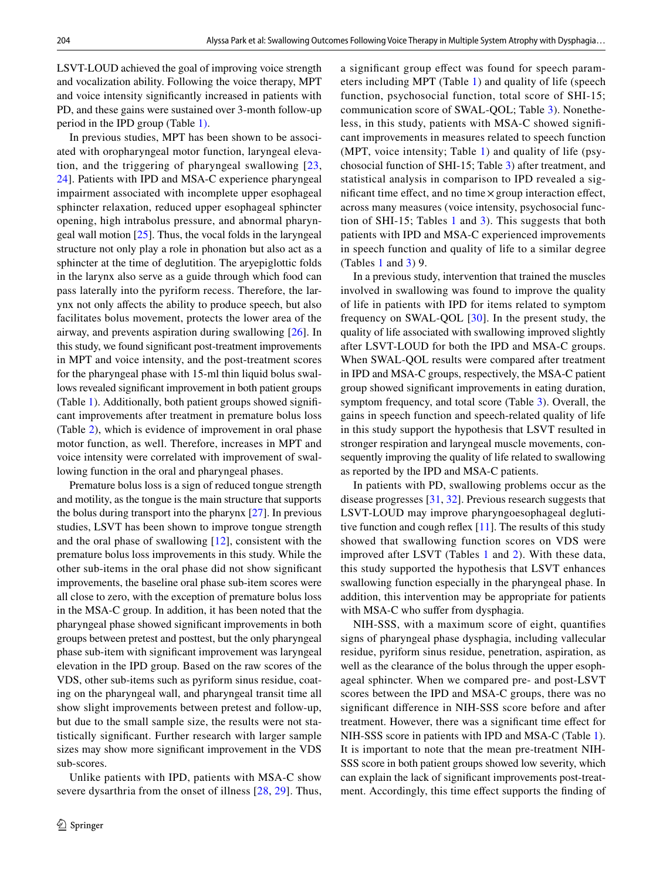LSVT-LOUD achieved the goal of improving voice strength and vocalization ability. Following the voice therapy, MPT and voice intensity significantly increased in patients with PD, and these gains were sustained over 3-month follow-up period in the IPD group (Table 1).

In previous studies, MPT has been shown to be associated with oropharyngeal motor function, laryngeal elevation, and the triggering of pharyngeal swallowing [23, 24]. Patients with IPD and MSA-C experience pharyngeal impairment associated with incomplete upper esophageal sphincter relaxation, reduced upper esophageal sphincter opening, high intrabolus pressure, and abnormal pharyngeal wall motion [25]. The vocal folds in the laryngeal structure not only play a role in phonation but also act as a sphincter at the time of deglutition. The aryepiglottic folds in the larynx also serve as a guide through which food can pass laterally into the pyriform recess. Therefore, the larynx not only affects the ability to produce speech, but also facilitates bolus movement, protects the lower area of the airway, and prevents aspiration during swallowing [26]. In this study, we found significant post-treatment improvements in MPT and voice intensity, and the post-treatment scores for the pharyngeal phase with 15-ml thin liquid bolus swallows revealed significant improvement in both patient groups (Table 1). Additionally, both patient groups showed significant improvements after treatment in premature bolus loss (Table 2), which is evidence of improvement in oral phase motor function, as well. Therefore, increases in MPT and voice intensity were correlated with improvement of swallowing function in the oral and pharyngeal phases.

Premature bolus loss is a sign of reduced tongue strength and motility, as the tongue is the main structure that supports the bolus during transport into the pharynx [27]. In previous studies, LSVT has been shown to improve tongue strength and the oral phase of swallowing [12], consistent with the premature bolus loss improvements in this study. While the other sub-items in the oral phase did not show significant improvements, the baseline oral phase sub-item scores were all close to zero, with the exception of premature bolus loss in the MSA-C group. In addition, it has been noted that the pharyngeal phase showed significant improvements in both groups between pretest and posttest, but the only pharyngeal phase sub-item with significant improvement was laryngeal elevation in the IPD group. Based on the raw scores of the VDS, other sub-items such as pyriform sinus residue, coating on the pharyngeal wall, and pharyngeal transit time all show slight improvements between pretest and follow-up, but due to the small sample size, the results were not statistically significant. Further research with larger sample sizes may show more significant improvement in the VDS sub-scores.

Unlike patients with IPD, patients with MSA-C show severe dysarthria from the onset of illness [28, 29]. Thus, a significant group effect was found for speech parameters including MPT (Table 1) and quality of life (speech function, psychosocial function, total score of SHI-15; communication score of SWAL-QOL; Table 3). Nonetheless, in this study, patients with MSA-C showed significant improvements in measures related to speech function (MPT, voice intensity; Table 1) and quality of life (psychosocial function of SHI-15; Table 3) after treatment, and statistical analysis in comparison to IPD revealed a significant time effect, and no time × group interaction effect, across many measures (voice intensity, psychosocial function of SHI-15; Tables 1 and 3). This suggests that both patients with IPD and MSA-C experienced improvements in speech function and quality of life to a similar degree (Tables 1 and 3) 9.

In a previous study, intervention that trained the muscles involved in swallowing was found to improve the quality of life in patients with IPD for items related to symptom frequency on SWAL-QOL [30]. In the present study, the quality of life associated with swallowing improved slightly after LSVT-LOUD for both the IPD and MSA-C groups. When SWAL-QOL results were compared after treatment in IPD and MSA-C groups, respectively, the MSA-C patient group showed significant improvements in eating duration, symptom frequency, and total score (Table 3). Overall, the gains in speech function and speech-related quality of life in this study support the hypothesis that LSVT resulted in stronger respiration and laryngeal muscle movements, consequently improving the quality of life related to swallowing as reported by the IPD and MSA-C patients.

In patients with PD, swallowing problems occur as the disease progresses [31, 32]. Previous research suggests that LSVT-LOUD may improve pharyngoesophageal deglutitive function and cough reflex [11]. The results of this study showed that swallowing function scores on VDS were improved after LSVT (Tables 1 and 2). With these data, this study supported the hypothesis that LSVT enhances swallowing function especially in the pharyngeal phase. In addition, this intervention may be appropriate for patients with MSA-C who suffer from dysphagia.

NIH-SSS, with a maximum score of eight, quantifies signs of pharyngeal phase dysphagia, including vallecular residue, pyriform sinus residue, penetration, aspiration, as well as the clearance of the bolus through the upper esophageal sphincter. When we compared pre- and post-LSVT scores between the IPD and MSA-C groups, there was no significant difference in NIH-SSS score before and after treatment. However, there was a significant time effect for NIH-SSS score in patients with IPD and MSA-C (Table 1). It is important to note that the mean pre-treatment NIH-SSS score in both patient groups showed low severity, which can explain the lack of significant improvements post-treatment. Accordingly, this time effect supports the finding of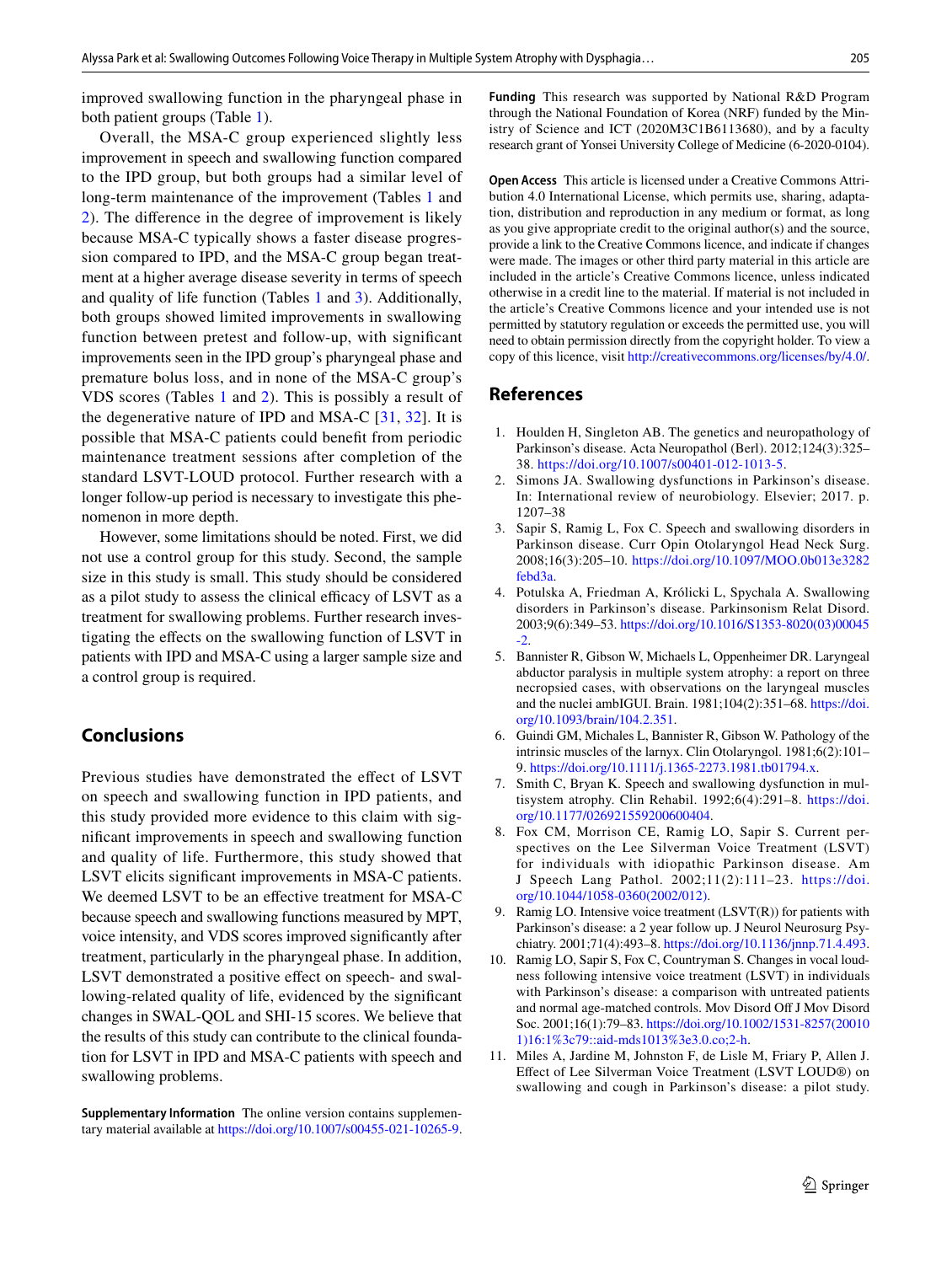improved swallowing function in the pharyngeal phase in both patient groups (Table 1).

Overall, the MSA-C group experienced slightly less improvement in speech and swallowing function compared to the IPD group, but both groups had a similar level of long-term maintenance of the improvement (Tables 1 and 2). The difference in the degree of improvement is likely because MSA-C typically shows a faster disease progression compared to IPD, and the MSA-C group began treatment at a higher average disease severity in terms of speech and quality of life function (Tables 1 and 3). Additionally, both groups showed limited improvements in swallowing function between pretest and follow-up, with significant improvements seen in the IPD group's pharyngeal phase and premature bolus loss, and in none of the MSA-C group's VDS scores (Tables 1 and 2). This is possibly a result of the degenerative nature of IPD and MSA-C [31, 32]. It is possible that MSA-C patients could benefit from periodic maintenance treatment sessions after completion of the standard LSVT-LOUD protocol. Further research with a longer follow-up period is necessary to investigate this phenomenon in more depth.

However, some limitations should be noted. First, we did not use a control group for this study. Second, the sample size in this study is small. This study should be considered as a pilot study to assess the clinical efficacy of LSVT as a treatment for swallowing problems. Further research investigating the effects on the swallowing function of LSVT in patients with IPD and MSA-C using a larger sample size and a control group is required.

## Conclusions

Previous studies have demonstrated the effect of LSVT on speech and swallowing function in IPD patients, and this study provided more evidence to this claim with significant improvements in speech and swallowing function and quality of life. Furthermore, this study showed that LSVT elicits significant improvements in MSA-C patients. We deemed LSVT to be an effective treatment for MSA-C because speech and swallowing functions measured by MPT, voice intensity, and VDS scores improved significantly after treatment, particularly in the pharyngeal phase. In addition, LSVT demonstrated a positive effect on speech- and swallowing-related quality of life, evidenced by the significant changes in SWAL-QOL and SHI-15 scores. We believe that the results of this study can contribute to the clinical foundation for LSVT in IPD and MSA-C patients with speech and swallowing problems.

**Supplementary Information** The online version contains supplementary material available at https://doi.org/10.1007/s00455-021-10265-9.

**Funding** This research was supported by National R&D Program through the National Foundation of Korea (NRF) funded by the Ministry of Science and ICT (2020M3C1B6113680), and by a faculty research grant of Yonsei University College of Medicine (6-2020-0104).

**Open Access** This article is licensed under a Creative Commons Attribution 4.0 International License, which permits use, sharing, adaptation, distribution and reproduction in any medium or format, as long as you give appropriate credit to the original author(s) and the source, provide a link to the Creative Commons licence, and indicate if changes were made. The images or other third party material in this article are included in the article's Creative Commons licence, unless indicated otherwise in a credit line to the material. If material is not included in the article's Creative Commons licence and your intended use is not permitted by statutory regulation or exceeds the permitted use, you will need to obtain permission directly from the copyright holder. To view a copy of this licence, visit http://creativecommons.org/licenses/by/4.0/.

## References

1. Houlden H, Singleton AB. The genetics and neuropathology of Parkinson's disease. Acta Neuropathol (Berl). 2012;124(3):325–38. https://doi.org/10.1007/s00401-012-1013-5.
2. Simons JA. Swallowing dysfunctions in Parkinson's disease. In: International review of neurobiology. Elsevier; 2017. p. 1207–38
3. Sapir S, Ramig L, Fox C. Speech and swallowing disorders in Parkinson disease. Curr Opin Otolaryngol Head Neck Surg. 2008;16(3):205–10. https://doi.org/10.1097/MOO.0b013e3282febd3a.
4. Potulska A, Friedman A, Królicki L, Spychala A. Swallowing disorders in Parkinson's disease. Parkinsonism Relat Disord. 2003;9(6):349–53. https://doi.org/10.1016/S1353-8020(03)00045-2.
5. Bannister R, Gibson W, Michaels L, Oppenheimer DR. Laryngeal abductor paralysis in multiple system atrophy: a report on three necropsied cases, with observations on the laryngeal muscles and the nuclei ambIGUI. Brain. 1981;104(2):351–68. https://doi.org/10.1093/brain/104.2.351.
6. Guindi GM, Michales L, Bannister R, Gibson W. Pathology of the intrinsic muscles of the larnyx. Clin Otolaryngol. 1981;6(2):101–9. https://doi.org/10.1111/j.1365-2273.1981.tb01794.x.
7. Smith C, Bryan K. Speech and swallowing dysfunction in multisystem atrophy. Clin Rehabil. 1992;6(4):291–8. https://doi.org/10.1177/026921559200600404.
8. Fox CM, Morrison CE, Ramig LO, Sapir S. Current perspectives on the Lee Silverman Voice Treatment (LSVT) for individuals with idiopathic Parkinson disease. Am J Speech Lang Pathol. 2002;11(2):111–23. https://doi.org/10.1044/1058-0360(2002/012).
9. Ramig LO. Intensive voice treatment (LSVT(R)) for patients with Parkinson's disease: a 2 year follow up. J Neurol Neurosurg Psychiatry. 2001;71(4):493–8. https://doi.org/10.1136/jnnp.71.4.493.
10. Ramig LO, Sapir S, Fox C, Countryman S. Changes in vocal loudness following intensive voice treatment (LSVT) in individuals with Parkinson's disease: a comparison with untreated patients and normal age-matched controls. Mov Disord Off J Mov Disord Soc. 2001;16(1):79–83. https://doi.org/10.1002/1531-8257(200101)16:1%3c79::aid-mds1013%3e3.0.co;2-h.
11. Miles A, Jardine M, Johnston F, de Lisle M, Friary P, Allen J. Effect of Lee Silverman Voice Treatment (LSVT LOUD®) on swallowing and cough in Parkinson's disease: a pilot study.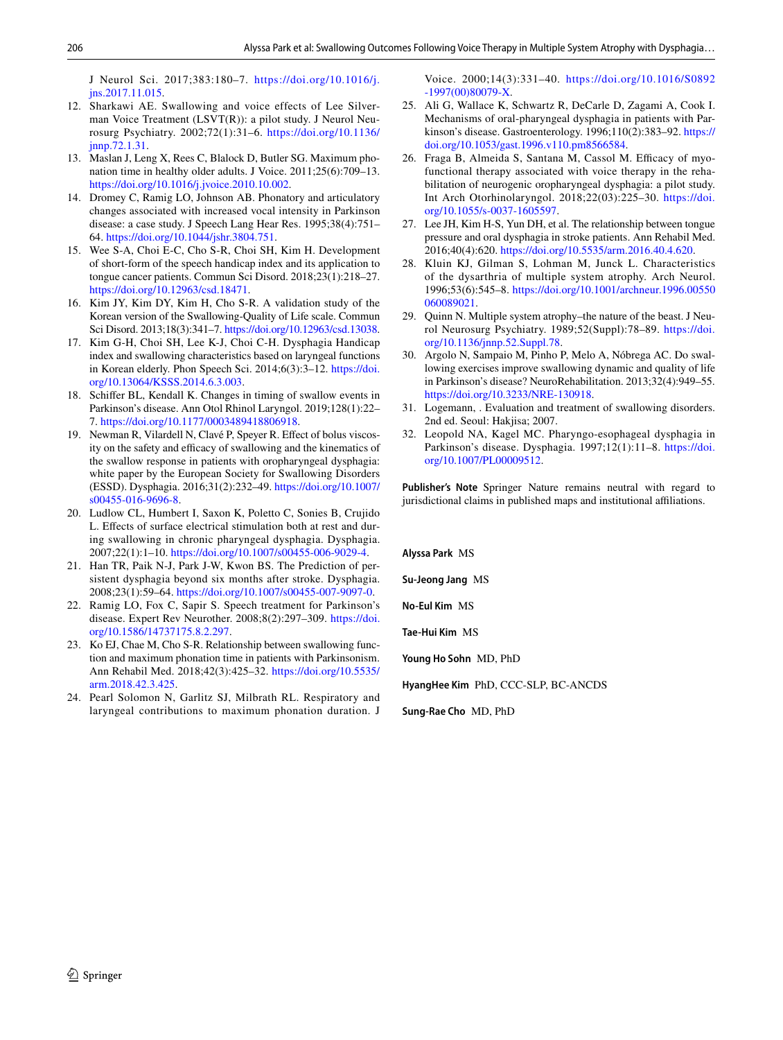J Neurol Sci. 2017;383:180–7. https://doi.org/10.1016/j.jns.2017.11.015.

12. Sharkawi AE. Swallowing and voice effects of Lee Silverman Voice Treatment (LSVT(R)): a pilot study. J Neurol Neurosurg Psychiatry. 2002;72(1):31–6. https://doi.org/10.1136/jnnp.72.1.31.
13. Maslan J, Leng X, Rees C, Blalock D, Butler SG. Maximum phonation time in healthy older adults. J Voice. 2011;25(6):709–13. https://doi.org/10.1016/j.jvoice.2010.10.002.
14. Dromey C, Ramig LO, Johnson AB. Phonatory and articulatory changes associated with increased vocal intensity in Parkinson disease: a case study. J Speech Lang Hear Res. 1995;38(4):751–64. https://doi.org/10.1044/jshr.3804.751.
15. Wee S-A, Choi E-C, Cho S-R, Choi SH, Kim H. Development of short-form of the speech handicap index and its application to tongue cancer patients. Commun Sci Disord. 2018;23(1):218–27. https://doi.org/10.12963/csd.18471.
16. Kim JY, Kim DY, Kim H, Cho S-R. A validation study of the Korean version of the Swallowing-Quality of Life scale. Commun Sci Disord. 2013;18(3):341–7. https://doi.org/10.12963/csd.13038.
17. Kim G-H, Choi SH, Lee K-J, Choi C-H. Dysphagia Handicap index and swallowing characteristics based on laryngeal functions in Korean elderly. Phon Speech Sci. 2014;6(3):3–12. https://doi.org/10.13064/KSSS.2014.6.3.003.
18. Schiffer BL, Kendall K. Changes in timing of swallow events in Parkinson's disease. Ann Otol Rhinol Laryngol. 2019;128(1):22–7. https://doi.org/10.1177/0003489418806918.
19. Newman R, Vilardell N, Clavé P, Speyer R. Effect of bolus viscosity on the safety and efficacy of swallowing and the kinematics of the swallow response in patients with oropharyngeal dysphagia: white paper by the European Society for Swallowing Disorders (ESSD). Dysphagia. 2016;31(2):232–49. https://doi.org/10.1007/s00455-016-9696-8.
20. Ludlow CL, Humbert I, Saxon K, Poletto C, Sonies B, Crujido L. Effects of surface electrical stimulation both at rest and during swallowing in chronic pharyngeal dysphagia. Dysphagia. 2007;22(1):1–10. https://doi.org/10.1007/s00455-006-9029-4.
21. Han TR, Paik N-J, Park J-W, Kwon BS. The Prediction of persistent dysphagia beyond six months after stroke. Dysphagia. 2008;23(1):59–64. https://doi.org/10.1007/s00455-007-9097-0.
22. Ramig LO, Fox C, Sapir S. Speech treatment for Parkinson's disease. Expert Rev Neurother. 2008;8(2):297–309. https://doi.org/10.1586/14737175.8.2.297.
23. Ko EJ, Chae M, Cho S-R. Relationship between swallowing function and maximum phonation time in patients with Parkinsonism. Ann Rehabil Med. 2018;42(3):425–32. https://doi.org/10.5535/arm.2018.42.3.425.
24. Pearl Solomon N, Garlitz SJ, Milbrath RL. Respiratory and laryngeal contributions to maximum phonation duration. J Voice. 2000;14(3):331–40. https://doi.org/10.1016/S0892-1997(00)80079-X.
25. Ali G, Wallace K, Schwartz R, DeCarle D, Zagami A, Cook I. Mechanisms of oral-pharyngeal dysphagia in patients with Parkinson's disease. Gastroenterology. 1996;110(2):383–92. https://doi.org/10.1053/gast.1996.v110.pm8566584.
26. Fraga B, Almeida S, Santana M, Cassol M. Efficacy of myofunctional therapy associated with voice therapy in the rehabilitation of neurogenic oropharyngeal dysphagia: a pilot study. Int Arch Otorhinolaryngol. 2018;22(03):225–30. https://doi.org/10.1055/s-0037-1605597.
27. Lee JH, Kim H-S, Yun DH, et al. The relationship between tongue pressure and oral dysphagia in stroke patients. Ann Rehabil Med. 2016;40(4):620. https://doi.org/10.5535/arm.2016.40.4.620.
28. Kluin KJ, Gilman S, Lohman M, Junck L. Characteristics of the dysarthria of multiple system atrophy. Arch Neurol. 1996;53(6):545–8. https://doi.org/10.1001/archneur.1996.00550060089021.
29. Quinn N. Multiple system atrophy–the nature of the beast. J Neurol Neurosurg Psychiatry. 1989;52(Suppl):78–89. https://doi.org/10.1136/jnnp.52.Suppl.78.
30. Argolo N, Sampaio M, Pinho P, Melo A, Nóbrega AC. Do swallowing exercises improve swallowing dynamic and quality of life in Parkinson's disease? NeuroRehabilitation. 2013;32(4):949–55. https://doi.org/10.3233/NRE-130918.
31. Logemann, . Evaluation and treatment of swallowing disorders. 2nd ed. Seoul: Hakjisa; 2007.
32. Leopold NA, Kagel MC. Pharyngo-esophageal dysphagia in Parkinson's disease. Dysphagia. 1997;12(1):11–8. https://doi.org/10.1007/PL00009512.

**Publisher's Note** Springer Nature remains neutral with regard to jurisdictional claims in published maps and institutional affiliations.

**Alyssa Park** MS

**Su-Jeong Jang** MS

**No-Eul Kim** MS

**Tae-Hui Kim** MS

**Young Ho Sohn** MD, PhD

**HyangHee Kim** PhD, CCC-SLP, BC-ANCDS

**Sung-Rae Cho** MD, PhD